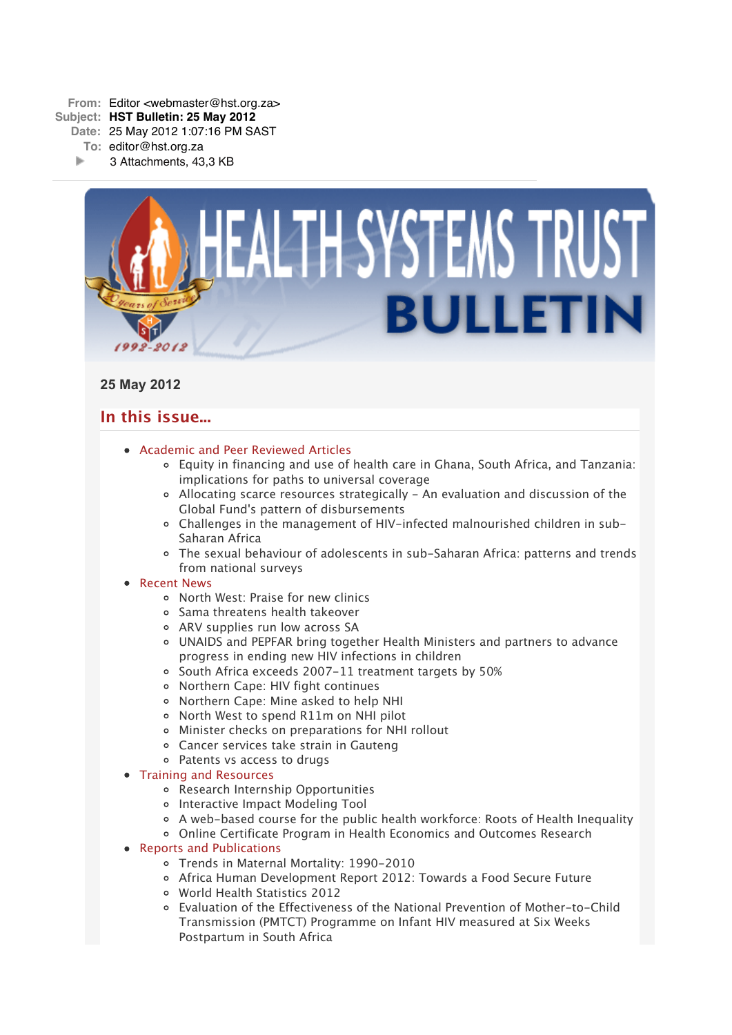**From:** Editor <webmaster@hst.org.za>
**Subject:** **HST Bulletin: 25 May 2012**
**Date:** 25 May 2012 1:07:16 PM SAST
**To:** editor@hst.org.za
3 Attachments, 43,3 KB

# HEALTH SYSTEMS TRUST BULLETIN

Years of Service 1992-2012

### 25 May 2012

## In this issue...

- Academic and Peer Reviewed Articles
    - Equity in financing and use of health care in Ghana, South Africa, and Tanzania: implications for paths to universal coverage
    - Allocating scarce resources strategically - An evaluation and discussion of the Global Fund's pattern of disbursements
    - Challenges in the management of HIV-infected malnourished children in sub-Saharan Africa
    - The sexual behaviour of adolescents in sub-Saharan Africa: patterns and trends from national surveys
- Recent News
    - North West: Praise for new clinics
    - Sama threatens health takeover
    - ARV supplies run low across SA
    - UNAIDS and PEPFAR bring together Health Ministers and partners to advance progress in ending new HIV infections in children
    - South Africa exceeds 2007-11 treatment targets by 50%
    - Northern Cape: HIV fight continues
    - Northern Cape: Mine asked to help NHI
    - North West to spend R11m on NHI pilot
    - Minister checks on preparations for NHI rollout
    - Cancer services take strain in Gauteng
    - Patents vs access to drugs
- Training and Resources
    - Research Internship Opportunities
    - Interactive Impact Modeling Tool
    - A web-based course for the public health workforce: Roots of Health Inequality
    - Online Certificate Program in Health Economics and Outcomes Research
- Reports and Publications
    - Trends in Maternal Mortality: 1990-2010
    - Africa Human Development Report 2012: Towards a Food Secure Future
    - World Health Statistics 2012
    - Evaluation of the Effectiveness of the National Prevention of Mother-to-Child Transmission (PMTCT) Programme on Infant HIV measured at Six Weeks Postpartum in South Africa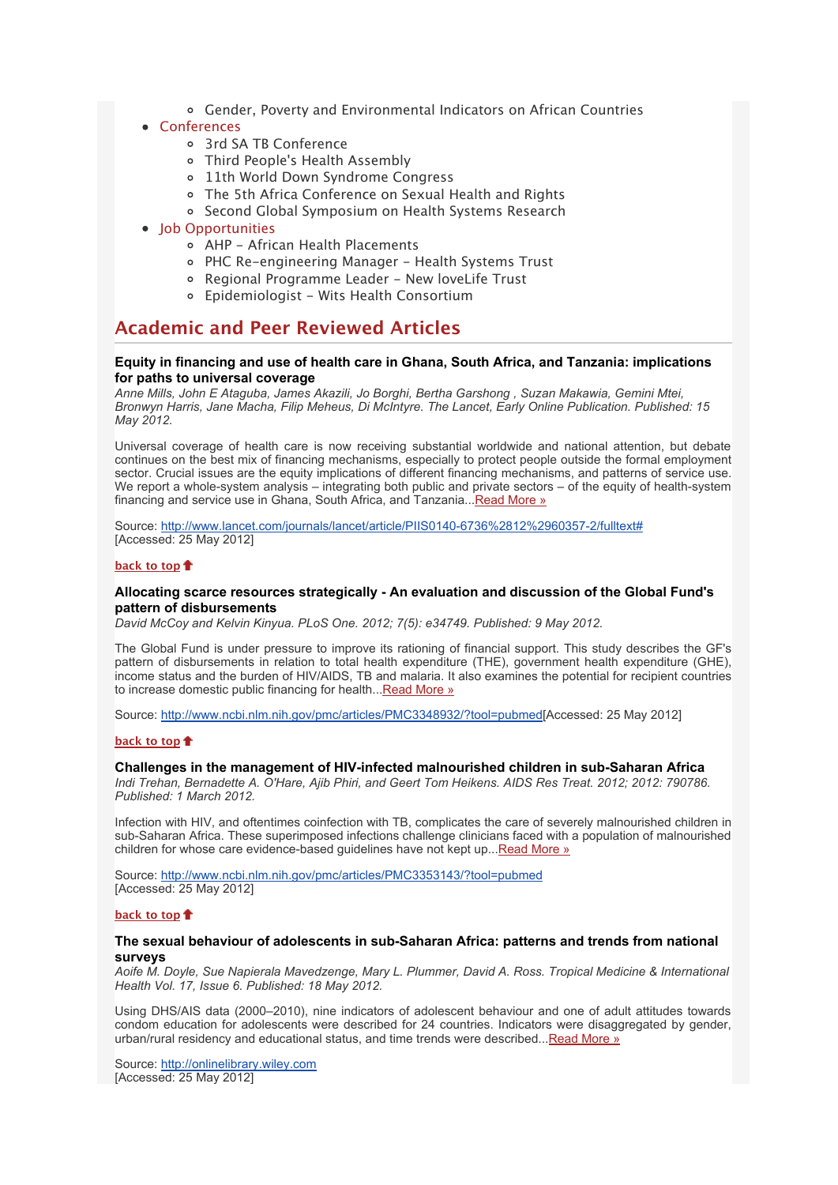- Gender, Poverty and Environmental Indicators on African Countries
- Conferences
    - 3rd SA TB Conference
    - Third People's Health Assembly
    - 11th World Down Syndrome Congress
    - The 5th Africa Conference on Sexual Health and Rights
    - Second Global Symposium on Health Systems Research
- Job Opportunities
    - AHP – African Health Placements
    - PHC Re-engineering Manager – Health Systems Trust
    - Regional Programme Leader – New loveLife Trust
    - Epidemiologist – Wits Health Consortium

## Academic and Peer Reviewed Articles

**Equity in financing and use of health care in Ghana, South Africa, and Tanzania: implications for paths to universal coverage**
*Anne Mills, John E Ataguba, James Akazili, Jo Borghi, Bertha Garshong , Suzan Makawia, Gemini Mtei, Bronwyn Harris, Jane Macha, Filip Meheus, Di McIntyre. The Lancet, Early Online Publication. Published: 15 May 2012.*

Universal coverage of health care is now receiving substantial worldwide and national attention, but debate continues on the best mix of financing mechanisms, especially to protect people outside the formal employment sector. Crucial issues are the equity implications of different financing mechanisms, and patterns of service use. We report a whole-system analysis – integrating both public and private sectors – of the equity of health-system financing and service use in Ghana, South Africa, and Tanzania...Read More »

Source: http://www.lancet.com/journals/lancet/article/PIIS0140-6736%2812%2960357-2/fulltext#
[Accessed: 25 May 2012]

back to top

**Allocating scarce resources strategically - An evaluation and discussion of the Global Fund's pattern of disbursements**
*David McCoy and Kelvin Kinyua. PLoS One. 2012; 7(5): e34749. Published: 9 May 2012.*

The Global Fund is under pressure to improve its rationing of financial support. This study describes the GF's pattern of disbursements in relation to total health expenditure (THE), government health expenditure (GHE), income status and the burden of HIV/AIDS, TB and malaria. It also examines the potential for recipient countries to increase domestic public financing for health...Read More »

Source: http://www.ncbi.nlm.nih.gov/pmc/articles/PMC3348932/?tool=pubmed[Accessed: 25 May 2012]

back to top

**Challenges in the management of HIV-infected malnourished children in sub-Saharan Africa**
*Indi Trehan, Bernadette A. O'Hare, Ajib Phiri, and Geert Tom Heikens. AIDS Res Treat. 2012; 2012: 790786. Published: 1 March 2012.*

Infection with HIV, and oftentimes coinfection with TB, complicates the care of severely malnourished children in sub-Saharan Africa. These superimposed infections challenge clinicians faced with a population of malnourished children for whose care evidence-based guidelines have not kept up...Read More »

Source: http://www.ncbi.nlm.nih.gov/pmc/articles/PMC3353143/?tool=pubmed
[Accessed: 25 May 2012]

back to top

**The sexual behaviour of adolescents in sub-Saharan Africa: patterns and trends from national surveys**
*Aoife M. Doyle, Sue Napierala Mavedzenge, Mary L. Plummer, David A. Ross. Tropical Medicine & International Health Vol. 17, Issue 6. Published: 18 May 2012.*

Using DHS/AIS data (2000–2010), nine indicators of adolescent behaviour and one of adult attitudes towards condom education for adolescents were described for 24 countries. Indicators were disaggregated by gender, urban/rural residency and educational status, and time trends were described...Read More »

Source: http://onlinelibrary.wiley.com
[Accessed: 25 May 2012]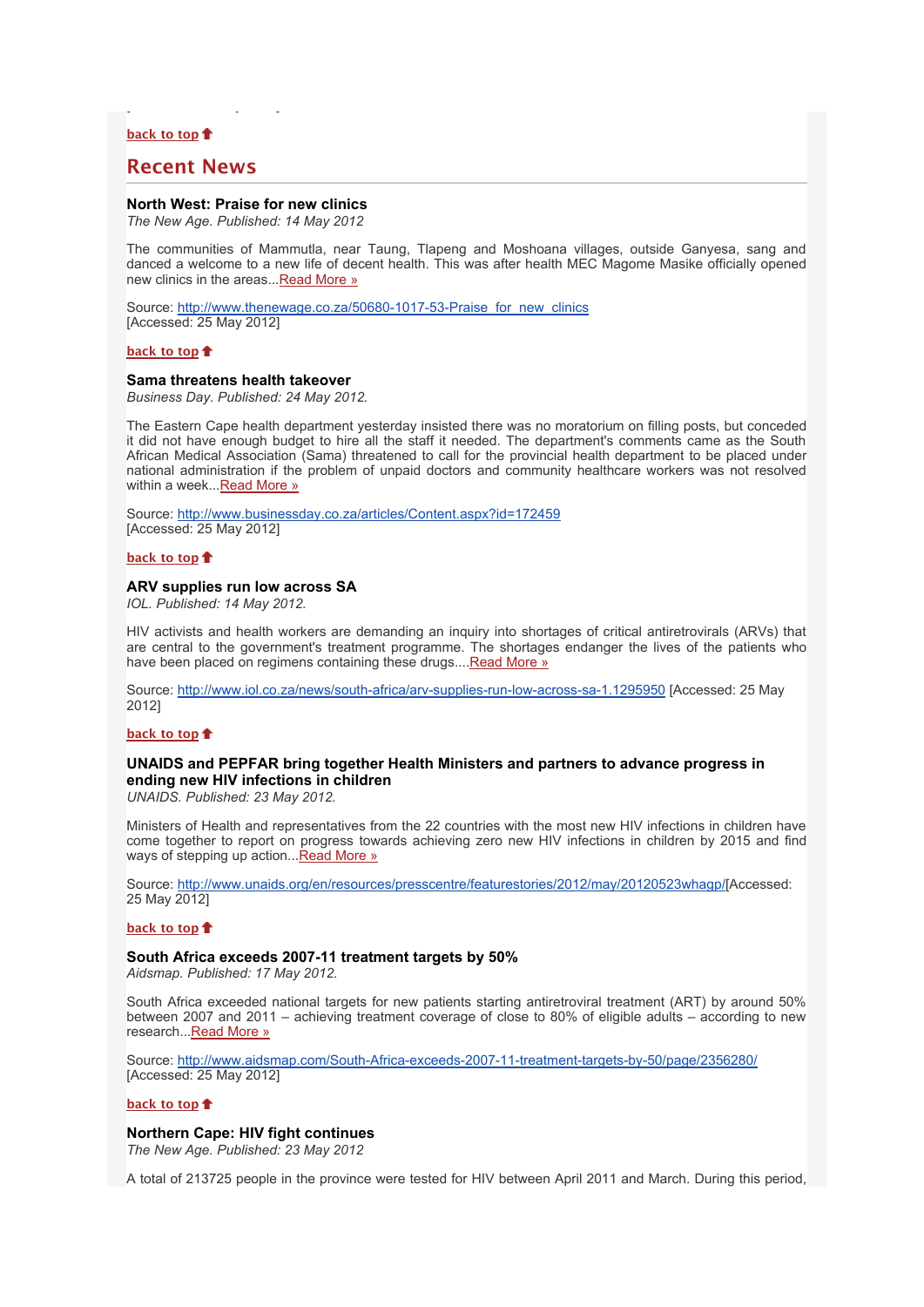back to top

## Recent News

**North West: Praise for new clinics**
*The New Age. Published: 14 May 2012*

The communities of Mammutla, near Taung, Tlapeng and Moshoana villages, outside Ganyesa, sang and danced a welcome to a new life of decent health. This was after health MEC Magome Masike officially opened new clinics in the areas...Read More »

Source: http://www.thenewage.co.za/50680-1017-53-Praise_for_new_clinics
[Accessed: 25 May 2012]

back to top

**Sama threatens health takeover**
*Business Day. Published: 24 May 2012.*

The Eastern Cape health department yesterday insisted there was no moratorium on filling posts, but conceded it did not have enough budget to hire all the staff it needed. The department's comments came as the South African Medical Association (Sama) threatened to call for the provincial health department to be placed under national administration if the problem of unpaid doctors and community healthcare workers was not resolved within a week...Read More »

Source: http://www.businessday.co.za/articles/Content.aspx?id=172459
[Accessed: 25 May 2012]

back to top

**ARV supplies run low across SA**
*IOL. Published: 14 May 2012.*

HIV activists and health workers are demanding an inquiry into shortages of critical antiretrovirals (ARVs) that are central to the government's treatment programme. The shortages endanger the lives of the patients who have been placed on regimens containing these drugs....Read More »

Source: http://www.iol.co.za/news/south-africa/arv-supplies-run-low-across-sa-1.1295950 [Accessed: 25 May 2012]

back to top

**UNAIDS and PEPFAR bring together Health Ministers and partners to advance progress in ending new HIV infections in children**
*UNAIDS. Published: 23 May 2012.*

Ministers of Health and representatives from the 22 countries with the most new HIV infections in children have come together to report on progress towards achieving zero new HIV infections in children by 2015 and find ways of stepping up action...Read More »

Source: http://www.unaids.org/en/resources/presscentre/featurestories/2012/may/20120523whagp/[Accessed: 25 May 2012]

back to top

**South Africa exceeds 2007-11 treatment targets by 50%**
*Aidsmap. Published: 17 May 2012.*

South Africa exceeded national targets for new patients starting antiretroviral treatment (ART) by around 50% between 2007 and 2011 – achieving treatment coverage of close to 80% of eligible adults – according to new research...Read More »

Source: http://www.aidsmap.com/South-Africa-exceeds-2007-11-treatment-targets-by-50/page/2356280/
[Accessed: 25 May 2012]

back to top

**Northern Cape: HIV fight continues**
*The New Age. Published: 23 May 2012*

A total of 213725 people in the province were tested for HIV between April 2011 and March. During this period,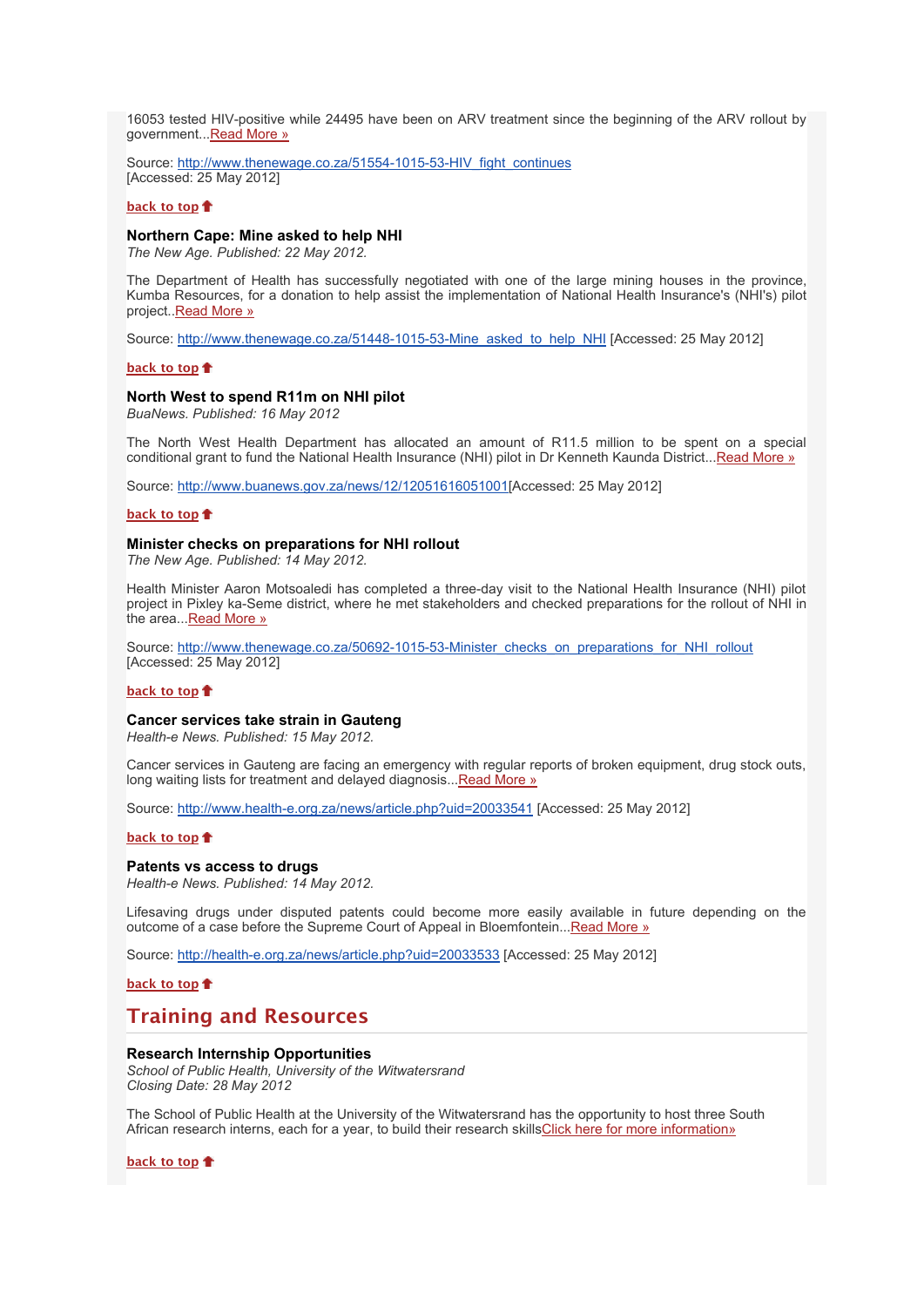16053 tested HIV-positive while 24495 have been on ARV treatment since the beginning of the ARV rollout by government...Read More »

Source: http://www.thenewage.co.za/51554-1015-53-HIV_fight_continues
[Accessed: 25 May 2012]

back to top

**Northern Cape: Mine asked to help NHI**
*The New Age. Published: 22 May 2012.*

The Department of Health has successfully negotiated with one of the large mining houses in the province, Kumba Resources, for a donation to help assist the implementation of National Health Insurance's (NHI's) pilot project..Read More »

Source: http://www.thenewage.co.za/51448-1015-53-Mine_asked_to_help_NHI [Accessed: 25 May 2012]

back to top

**North West to spend R11m on NHI pilot**
*BuaNews. Published: 16 May 2012*

The North West Health Department has allocated an amount of R11.5 million to be spent on a special conditional grant to fund the National Health Insurance (NHI) pilot in Dr Kenneth Kaunda District...Read More »

Source: http://www.buanews.gov.za/news/12/12051616051001[Accessed: 25 May 2012]

back to top

**Minister checks on preparations for NHI rollout**
*The New Age. Published: 14 May 2012.*

Health Minister Aaron Motsoaledi has completed a three-day visit to the National Health Insurance (NHI) pilot project in Pixley ka-Seme district, where he met stakeholders and checked preparations for the rollout of NHI in the area...Read More »

Source: http://www.thenewage.co.za/50692-1015-53-Minister_checks_on_preparations_for_NHI_rollout
[Accessed: 25 May 2012]

back to top

**Cancer services take strain in Gauteng**
*Health-e News. Published: 15 May 2012.*

Cancer services in Gauteng are facing an emergency with regular reports of broken equipment, drug stock outs, long waiting lists for treatment and delayed diagnosis...Read More »

Source: http://www.health-e.org.za/news/article.php?uid=20033541 [Accessed: 25 May 2012]

back to top

**Patents vs access to drugs**
*Health-e News. Published: 14 May 2012.*

Lifesaving drugs under disputed patents could become more easily available in future depending on the outcome of a case before the Supreme Court of Appeal in Bloemfontein...Read More »

Source: http://health-e.org.za/news/article.php?uid=20033533 [Accessed: 25 May 2012]

back to top

## Training and Resources

**Research Internship Opportunities**
*School of Public Health, University of the Witwatersrand*
*Closing Date: 28 May 2012*

The School of Public Health at the University of the Witwatersrand has the opportunity to host three South African research interns, each for a year, to build their research skillsClick here for more information»

back to top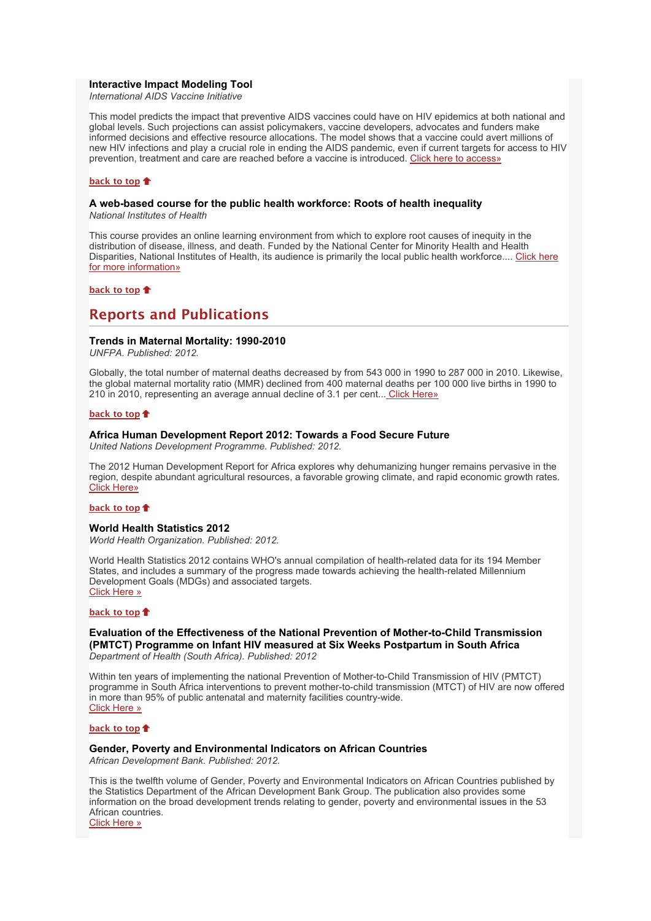**Interactive Impact Modeling Tool**
*International AIDS Vaccine Initiative*

This model predicts the impact that preventive AIDS vaccines could have on HIV epidemics at both national and global levels. Such projections can assist policymakers, vaccine developers, advocates and funders make informed decisions and effective resource allocations. The model shows that a vaccine could avert millions of new HIV infections and play a crucial role in ending the AIDS pandemic, even if current targets for access to HIV prevention, treatment and care are reached before a vaccine is introduced. Click here to access»

**back to top**

**A web-based course for the public health workforce: Roots of health inequality**
*National Institutes of Health*

This course provides an online learning environment from which to explore root causes of inequity in the distribution of disease, illness, and death. Funded by the National Center for Minority Health and Health Disparities, National Institutes of Health, its audience is primarily the local public health workforce.... Click here for more information»

**back to top**

## Reports and Publications

**Trends in Maternal Mortality: 1990-2010**
*UNFPA. Published: 2012.*

Globally, the total number of maternal deaths decreased by from 543 000 in 1990 to 287 000 in 2010. Likewise, the global maternal mortality ratio (MMR) declined from 400 maternal deaths per 100 000 live births in 1990 to 210 in 2010, representing an average annual decline of 3.1 per cent... Click Here»

**back to top**

**Africa Human Development Report 2012: Towards a Food Secure Future**
*United Nations Development Programme. Published: 2012.*

The 2012 Human Development Report for Africa explores why dehumanizing hunger remains pervasive in the region, despite abundant agricultural resources, a favorable growing climate, and rapid economic growth rates.
Click Here»

**back to top**

**World Health Statistics 2012**
*World Health Organization. Published: 2012.*

World Health Statistics 2012 contains WHO's annual compilation of health-related data for its 194 Member States, and includes a summary of the progress made towards achieving the health-related Millennium Development Goals (MDGs) and associated targets.
Click Here »

**back to top**

**Evaluation of the Effectiveness of the National Prevention of Mother-to-Child Transmission (PMTCT) Programme on Infant HIV measured at Six Weeks Postpartum in South Africa**
*Department of Health (South Africa). Published: 2012*

Within ten years of implementing the national Prevention of Mother-to-Child Transmission of HIV (PMTCT) programme in South Africa interventions to prevent mother-to-child transmission (MTCT) of HIV are now offered in more than 95% of public antenatal and maternity facilities country-wide.
Click Here »

**back to top**

**Gender, Poverty and Environmental Indicators on African Countries**
*African Development Bank. Published: 2012.*

This is the twelfth volume of Gender, Poverty and Environmental Indicators on African Countries published by the Statistics Department of the African Development Bank Group. The publication also provides some information on the broad development trends relating to gender, poverty and environmental issues in the 53 African countries.
Click Here »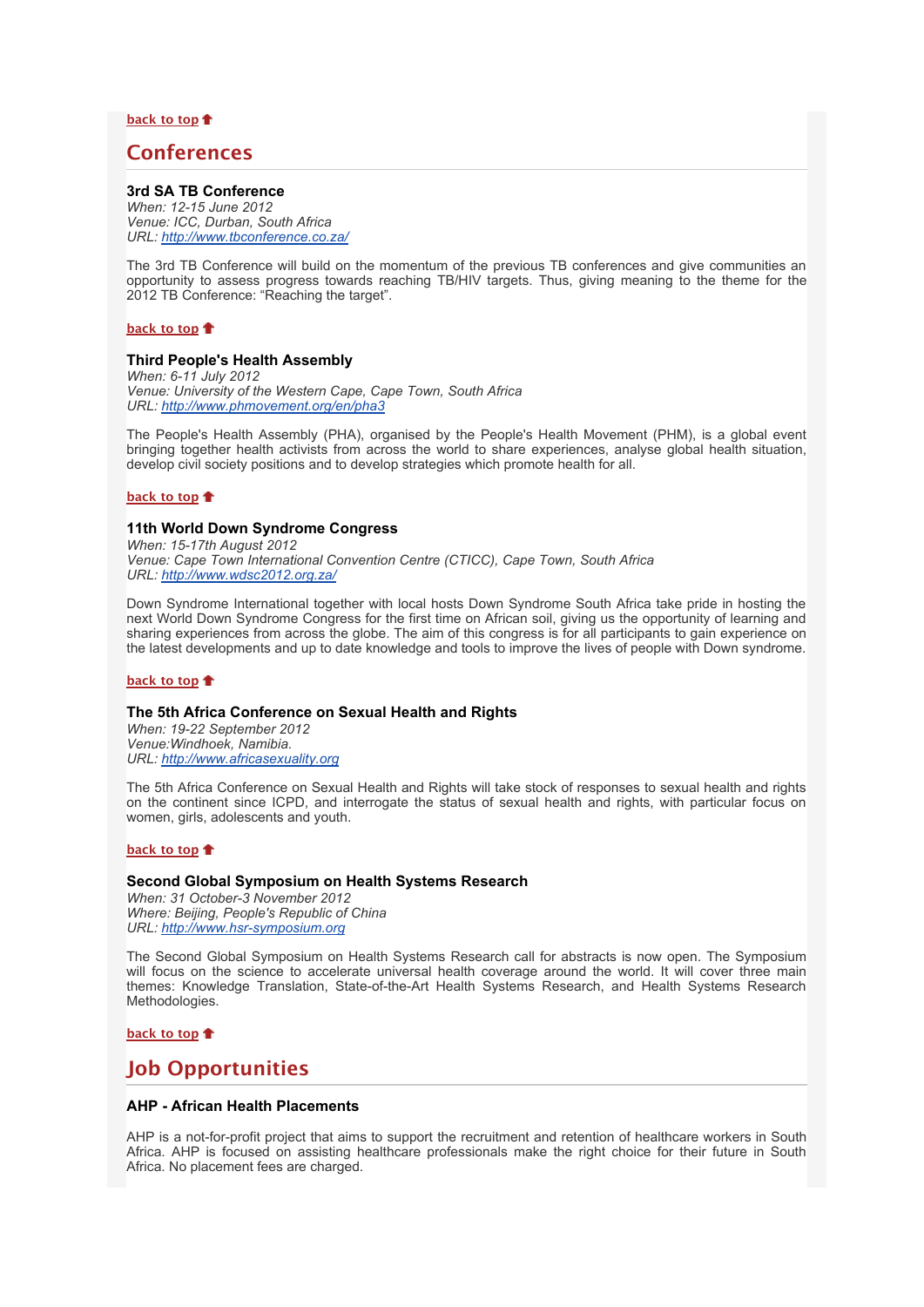back to top

## Conferences

### 3rd SA TB Conference

*When: 12-15 June 2012*
*Venue: ICC, Durban, South Africa*
*URL: http://www.tbconference.co.za/*

The 3rd TB Conference will build on the momentum of the previous TB conferences and give communities an opportunity to assess progress towards reaching TB/HIV targets. Thus, giving meaning to the theme for the 2012 TB Conference: “Reaching the target”.

back to top

### Third People's Health Assembly

*When: 6-11 July 2012*
*Venue: University of the Western Cape, Cape Town, South Africa*
*URL: http://www.phmovement.org/en/pha3*

The People's Health Assembly (PHA), organised by the People's Health Movement (PHM), is a global event bringing together health activists from across the world to share experiences, analyse global health situation, develop civil society positions and to develop strategies which promote health for all.

back to top

### 11th World Down Syndrome Congress

*When: 15-17th August 2012*
*Venue: Cape Town International Convention Centre (CTICC), Cape Town, South Africa*
*URL: http://www.wdsc2012.org.za/*

Down Syndrome International together with local hosts Down Syndrome South Africa take pride in hosting the next World Down Syndrome Congress for the first time on African soil, giving us the opportunity of learning and sharing experiences from across the globe. The aim of this congress is for all participants to gain experience on the latest developments and up to date knowledge and tools to improve the lives of people with Down syndrome.

back to top

### The 5th Africa Conference on Sexual Health and Rights

*When: 19-22 September 2012*
*Venue:Windhoek, Namibia.*
*URL: http://www.africasexuality.org*

The 5th Africa Conference on Sexual Health and Rights will take stock of responses to sexual health and rights on the continent since ICPD, and interrogate the status of sexual health and rights, with particular focus on women, girls, adolescents and youth.

back to top

### Second Global Symposium on Health Systems Research

*When: 31 October-3 November 2012*
*Where: Beijing, People's Republic of China*
*URL: http://www.hsr-symposium.org*

The Second Global Symposium on Health Systems Research call for abstracts is now open. The Symposium will focus on the science to accelerate universal health coverage around the world. It will cover three main themes: Knowledge Translation, State-of-the-Art Health Systems Research, and Health Systems Research Methodologies.

back to top

## Job Opportunities

### AHP - African Health Placements

AHP is a not-for-profit project that aims to support the recruitment and retention of healthcare workers in South Africa. AHP is focused on assisting healthcare professionals make the right choice for their future in South Africa. No placement fees are charged.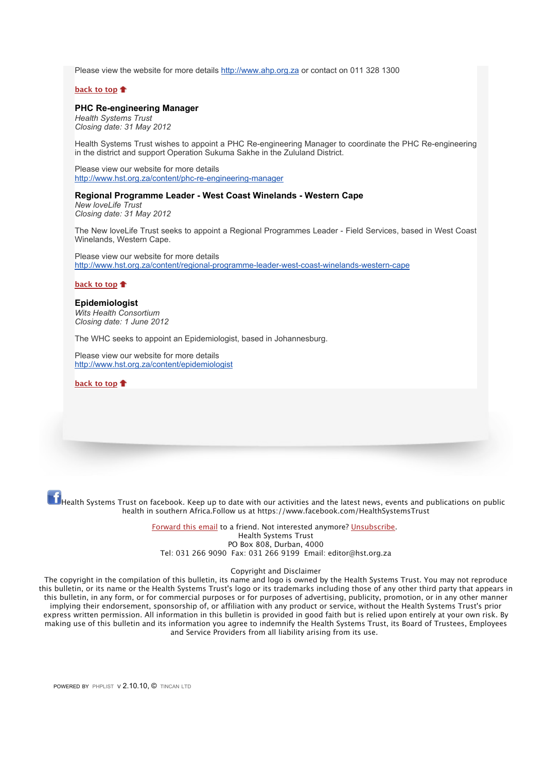Please view the website for more details http://www.ahp.org.za or contact on 011 328 1300

back to top

### PHC Re-engineering Manager

*Health Systems Trust*
*Closing date: 31 May 2012*

Health Systems Trust wishes to appoint a PHC Re-engineering Manager to coordinate the PHC Re-engineering in the district and support Operation Sukuma Sakhe in the Zululand District.

Please view our website for more details
http://www.hst.org.za/content/phc-re-engineering-manager

### Regional Programme Leader - West Coast Winelands - Western Cape

*New loveLife Trust*
*Closing date: 31 May 2012*

The New loveLife Trust seeks to appoint a Regional Programmes Leader - Field Services, based in West Coast Winelands, Western Cape.

Please view our website for more details
http://www.hst.org.za/content/regional-programme-leader-west-coast-winelands-western-cape

back to top

### Epidemiologist

*Wits Health Consortium*
*Closing date: 1 June 2012*

The WHC seeks to appoint an Epidemiologist, based in Johannesburg.

Please view our website for more details
http://www.hst.org.za/content/epidemiologist

back to top

Health Systems Trust on facebook. Keep up to date with our activities and the latest news, events and publications on public health in southern Africa.Follow us at https://www.facebook.com/HealthSystemsTrust

Forward this email to a friend. Not interested anymore? Unsubscribe.
Health Systems Trust
PO Box 808, Durban, 4000
Tel: 031 266 9090 Fax: 031 266 9199 Email: editor@hst.org.za

Copyright and Disclaimer
The copyright in the compilation of this bulletin, its name and logo is owned by the Health Systems Trust. You may not reproduce this bulletin, or its name or the Health Systems Trust's logo or its trademarks including those of any other third party that appears in this bulletin, in any form, or for commercial purposes or for purposes of advertising, publicity, promotion, or in any other manner implying their endorsement, sponsorship of, or affiliation with any product or service, without the Health Systems Trust's prior express written permission. All information in this bulletin is provided in good faith but is relied upon entirely at your own risk. By making use of this bulletin and its information you agree to indemnify the Health Systems Trust, its Board of Trustees, Employees and Service Providers from all liability arising from its use.

POWERED BY PHPLIST V 2.10.10, © TINCAN LTD